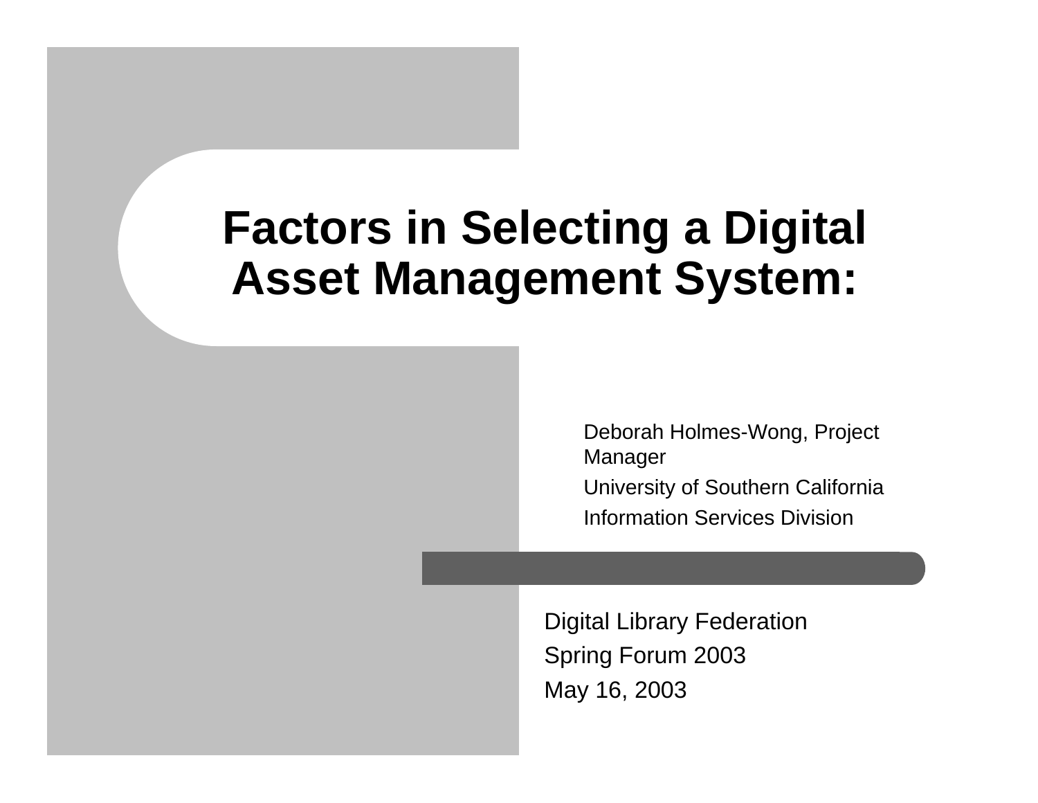# Factors in Selecting a Digital Asset Management System:

Deborah Holmes-Wong, Project Manager

University of Southern California

Information Services Division

Digital Library Federation

Spring Forum 2003

May 16, 2003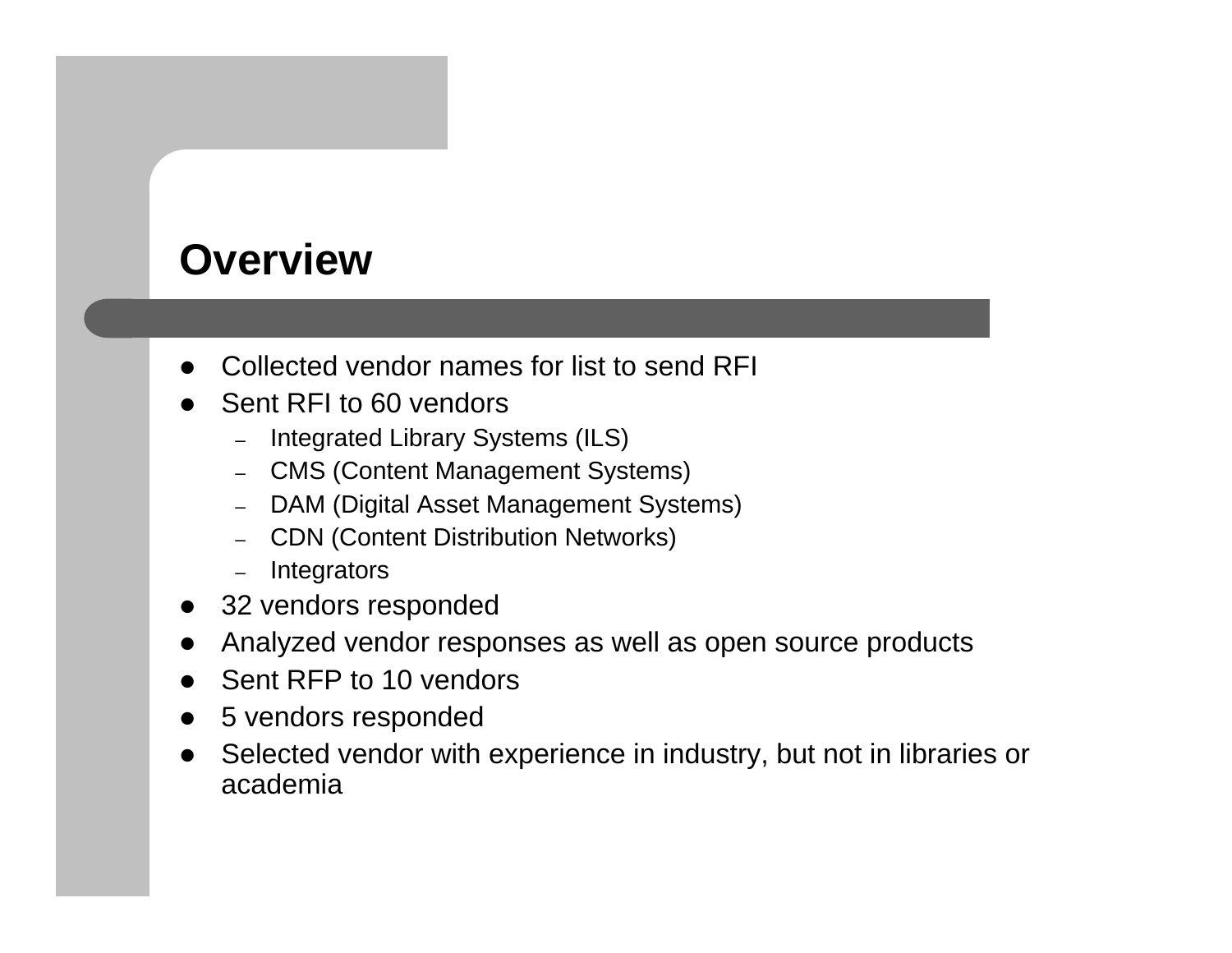# Overview

- Collected vendor names for list to send RFI
- Sent RFI to 60 vendors
  - Integrated Library Systems (ILS)
  - CMS (Content Management Systems)
  - DAM (Digital Asset Management Systems)
  - CDN (Content Distribution Networks)
  - Integrators
- 32 vendors responded
- Analyzed vendor responses as well as open source products
- Sent RFP to 10 vendors
- 5 vendors responded
- Selected vendor with experience in industry, but not in libraries or academia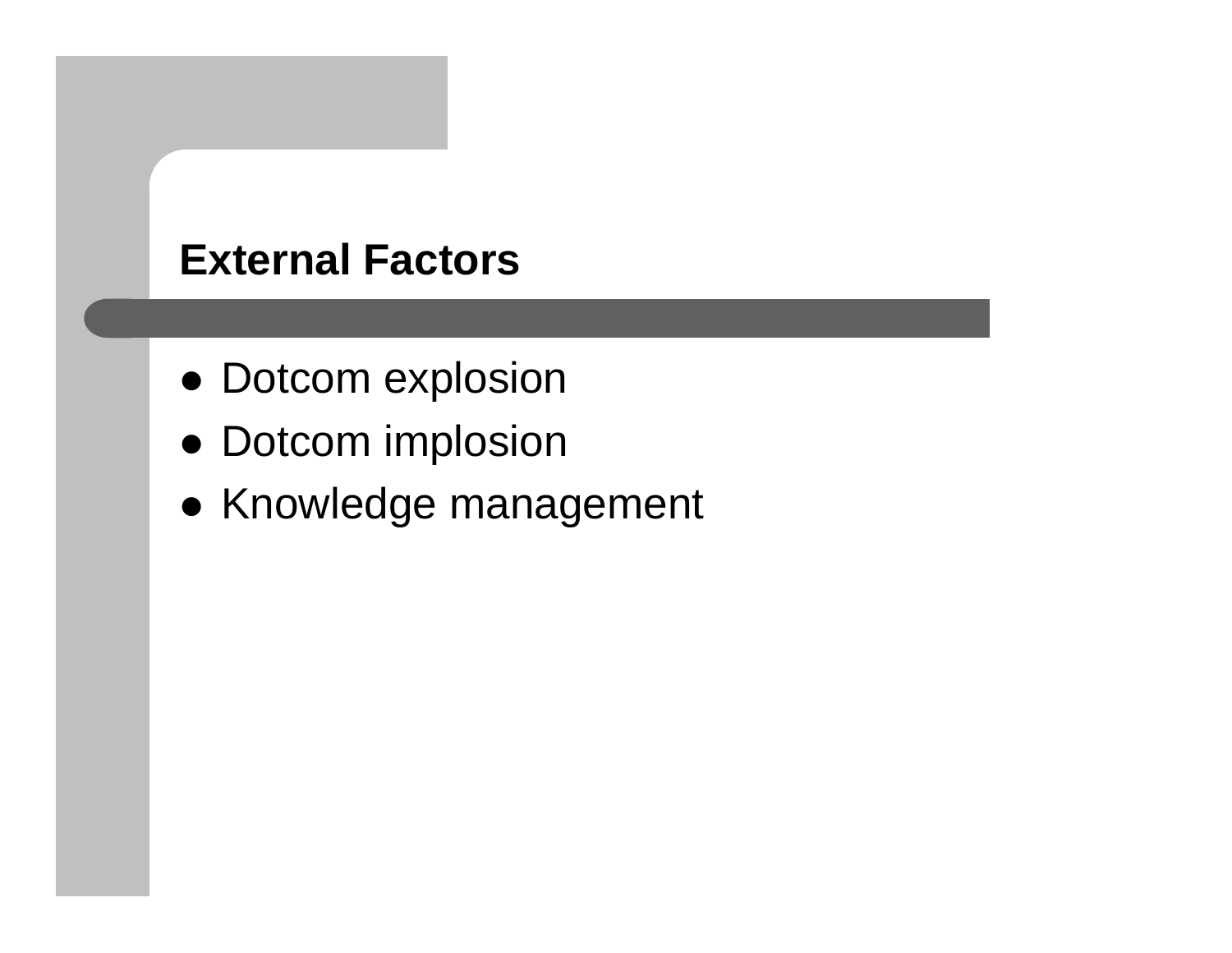## External Factors

- Dotcom explosion
- Dotcom implosion
- Knowledge management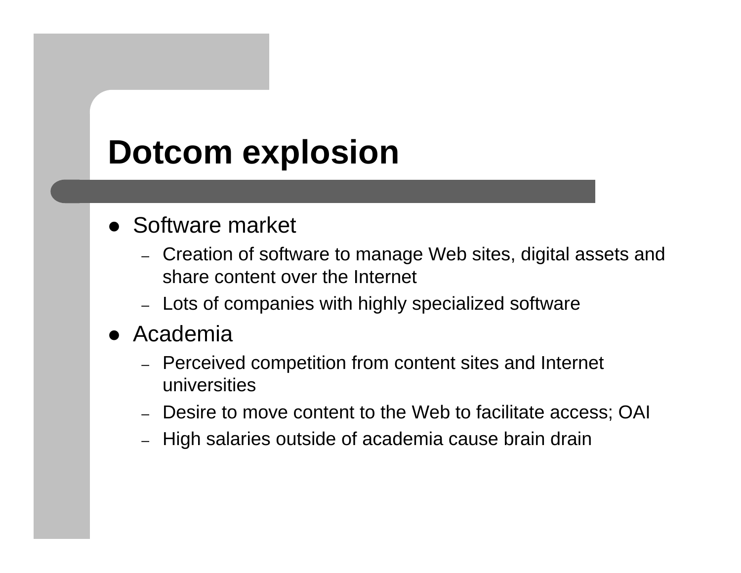# Dotcom explosion

- Software market
  - Creation of software to manage Web sites, digital assets and share content over the Internet
  - Lots of companies with highly specialized software
- Academia
  - Perceived competition from content sites and Internet universities
  - Desire to move content to the Web to facilitate access; OAI
  - High salaries outside of academia cause brain drain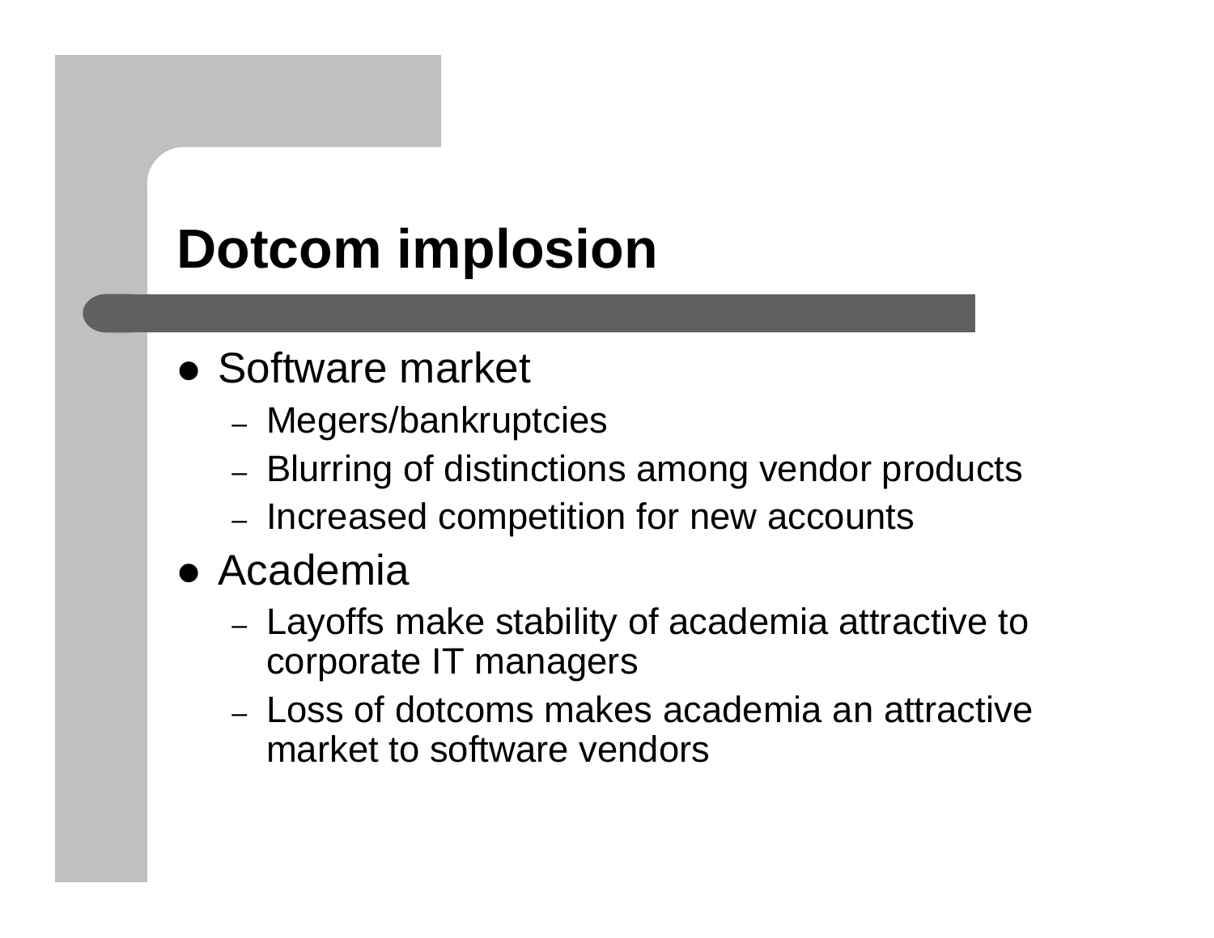# Dotcom implosion

- Software market
  - Megers/bankruptcies
  - Blurring of distinctions among vendor products
  - Increased competition for new accounts
- Academia
  - Layoffs make stability of academia attractive to corporate IT managers
  - Loss of dotcoms makes academia an attractive market to software vendors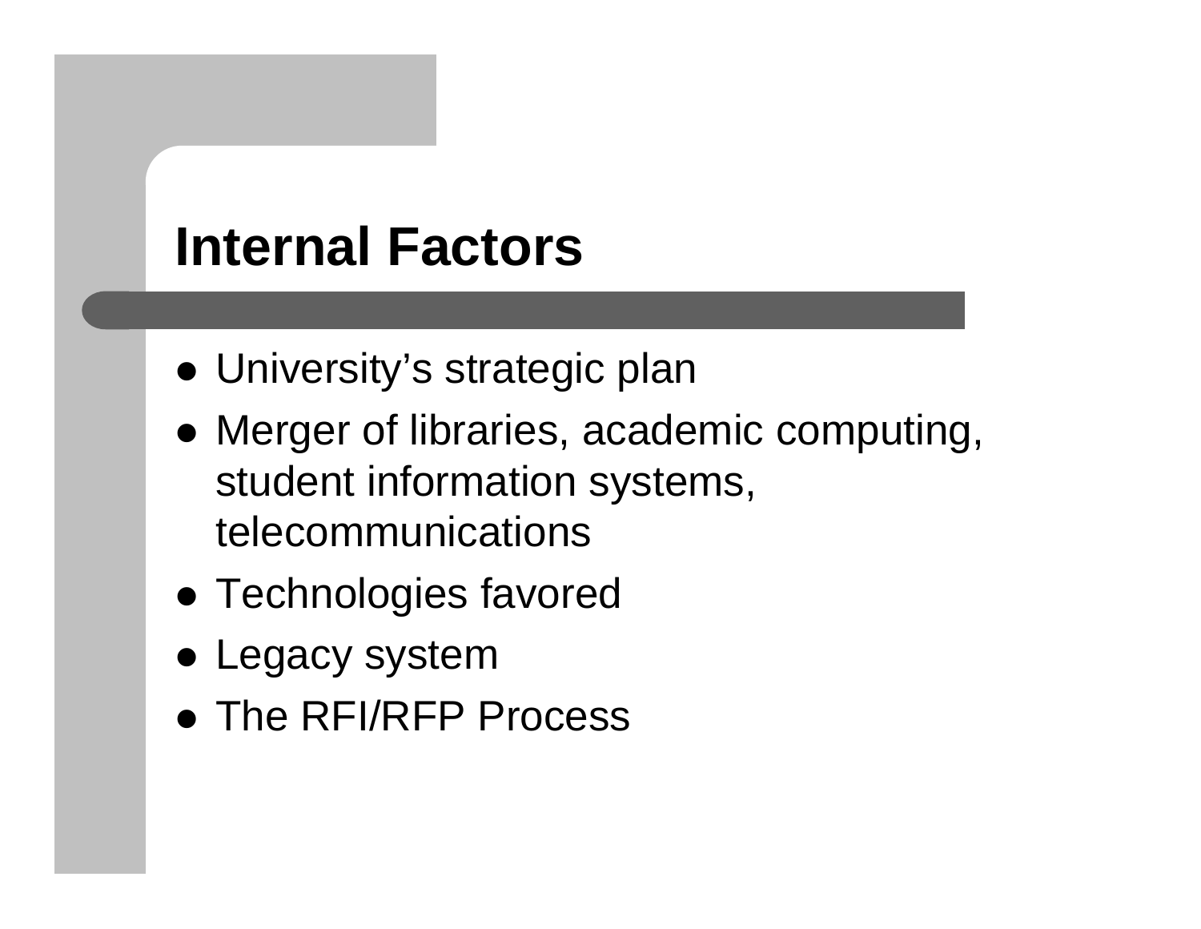# Internal Factors

- University's strategic plan
- Merger of libraries, academic computing, student information systems, telecommunications
- Technologies favored
- Legacy system
- The RFI/RFP Process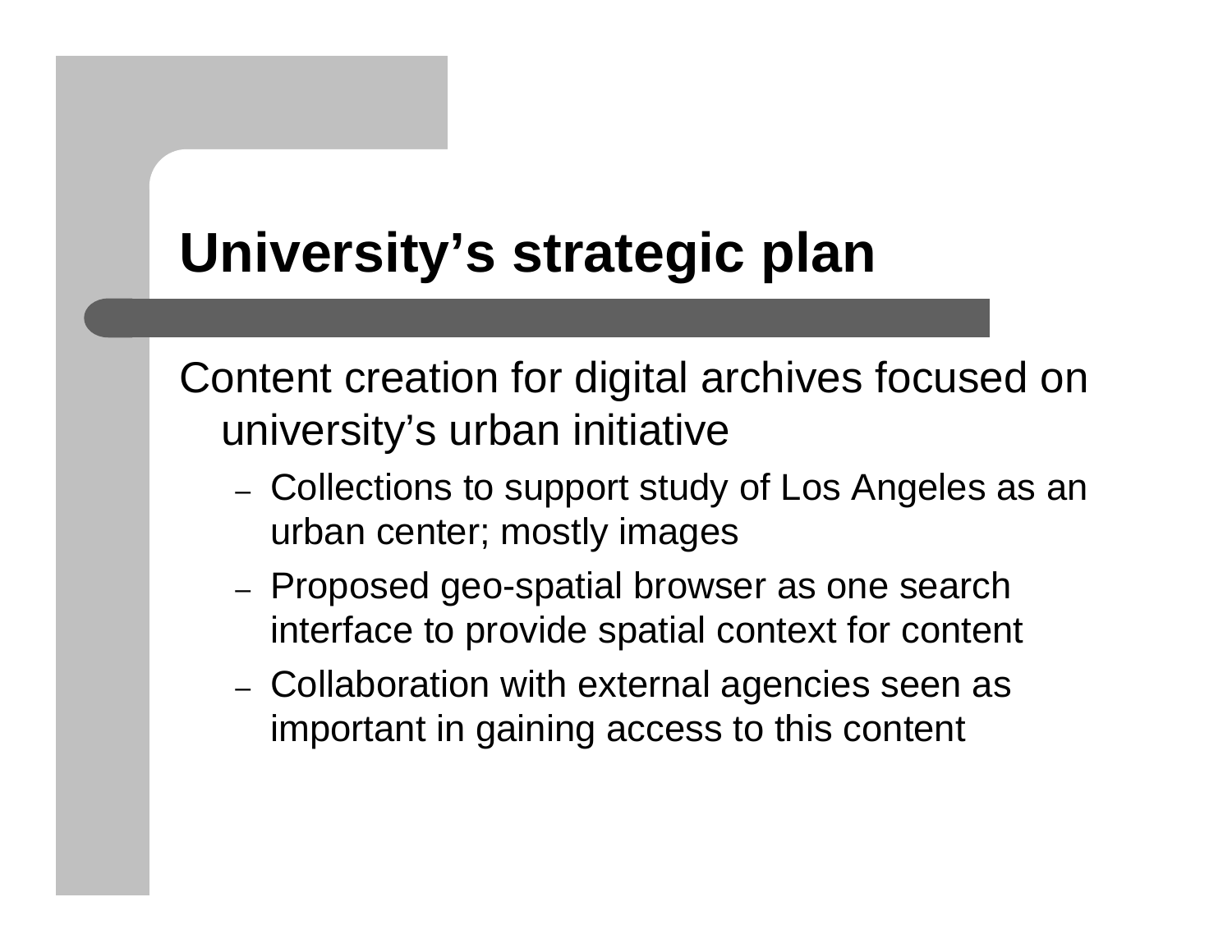# University's strategic plan

Content creation for digital archives focused on university's urban initiative

- Collections to support study of Los Angeles as an urban center; mostly images
- Proposed geo-spatial browser as one search interface to provide spatial context for content
- Collaboration with external agencies seen as important in gaining access to this content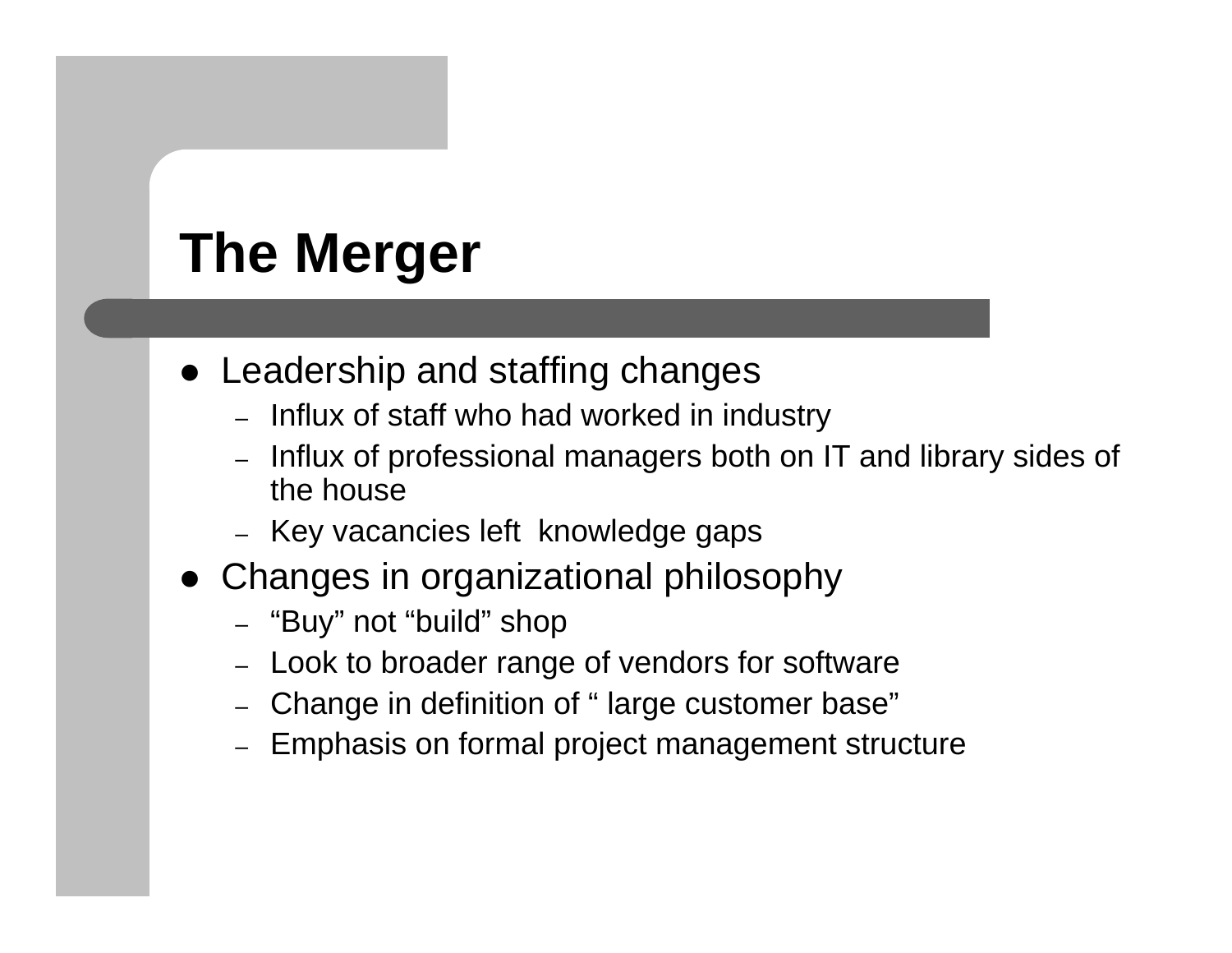# The Merger

- Leadership and staffing changes
  - Influx of staff who had worked in industry
  - Influx of professional managers both on IT and library sides of the house
  - Key vacancies left knowledge gaps
- Changes in organizational philosophy
  - “Buy” not “build” shop
  - Look to broader range of vendors for software
  - Change in definition of “ large customer base”
  - Emphasis on formal project management structure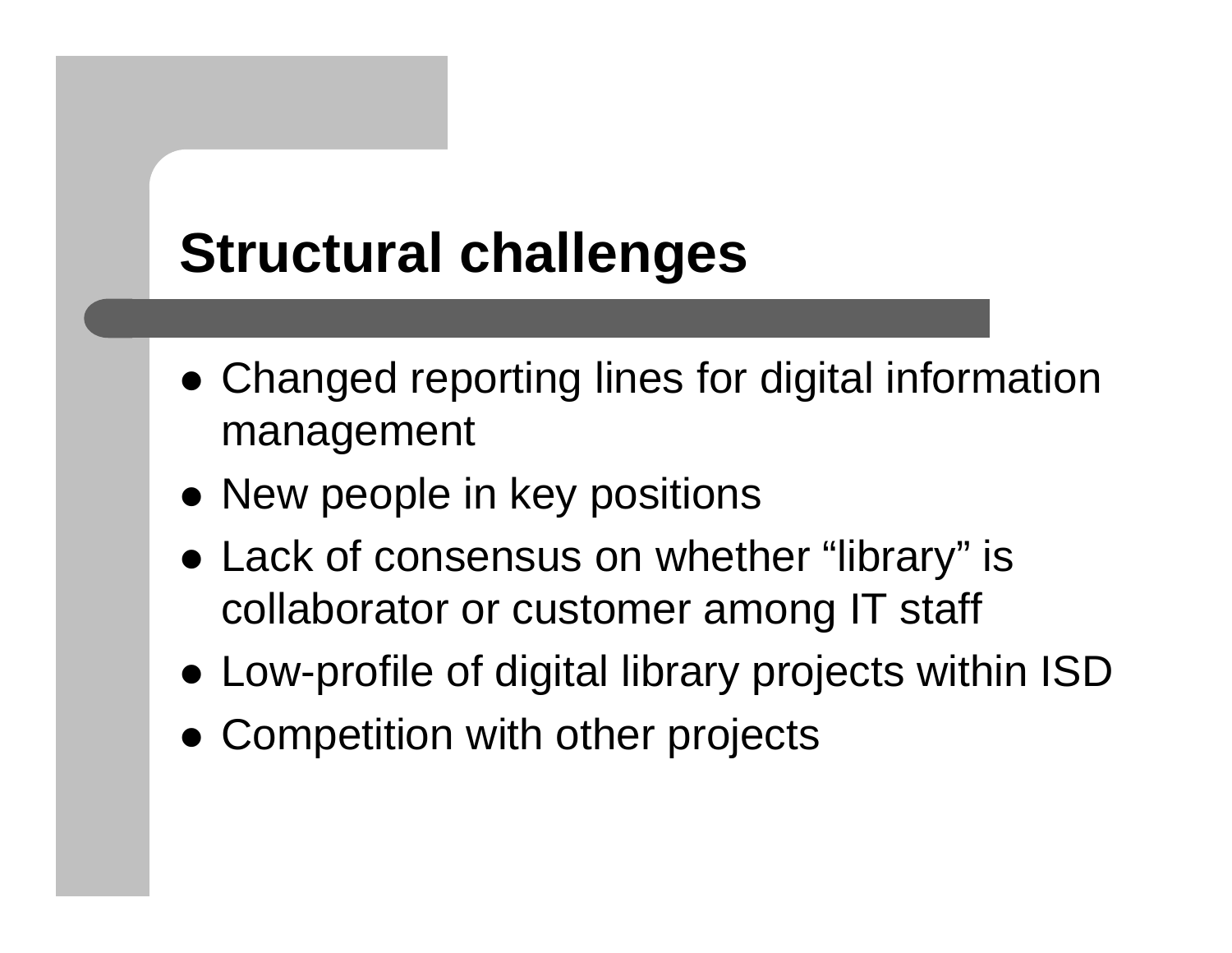# Structural challenges

- Changed reporting lines for digital information management
- New people in key positions
- Lack of consensus on whether “library” is collaborator or customer among IT staff
- Low-profile of digital library projects within ISD
- Competition with other projects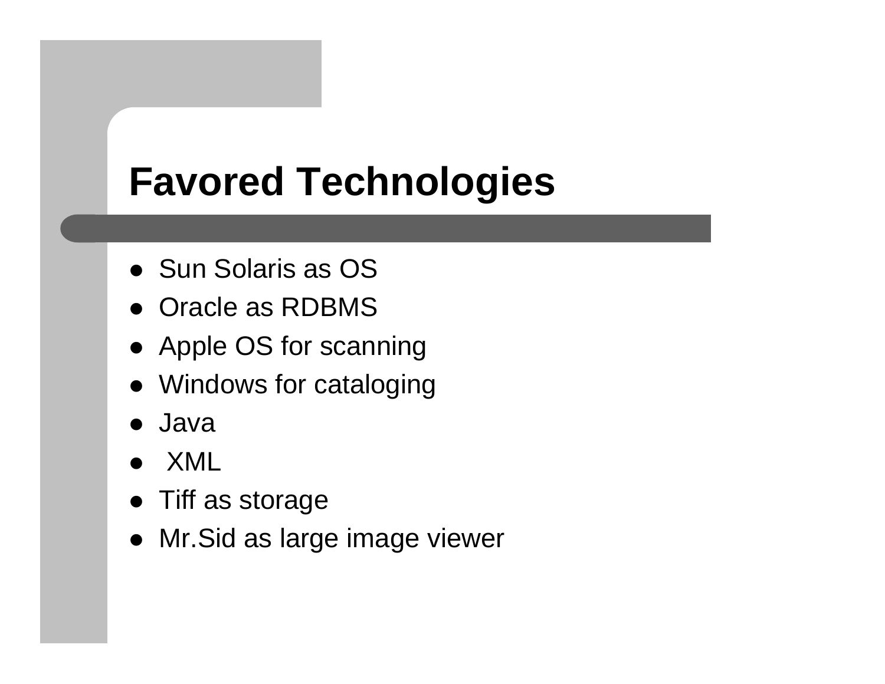# Favored Technologies

- Sun Solaris as OS
- Oracle as RDBMS
- Apple OS for scanning
- Windows for cataloging
- Java
- XML
- Tiff as storage
- Mr.Sid as large image viewer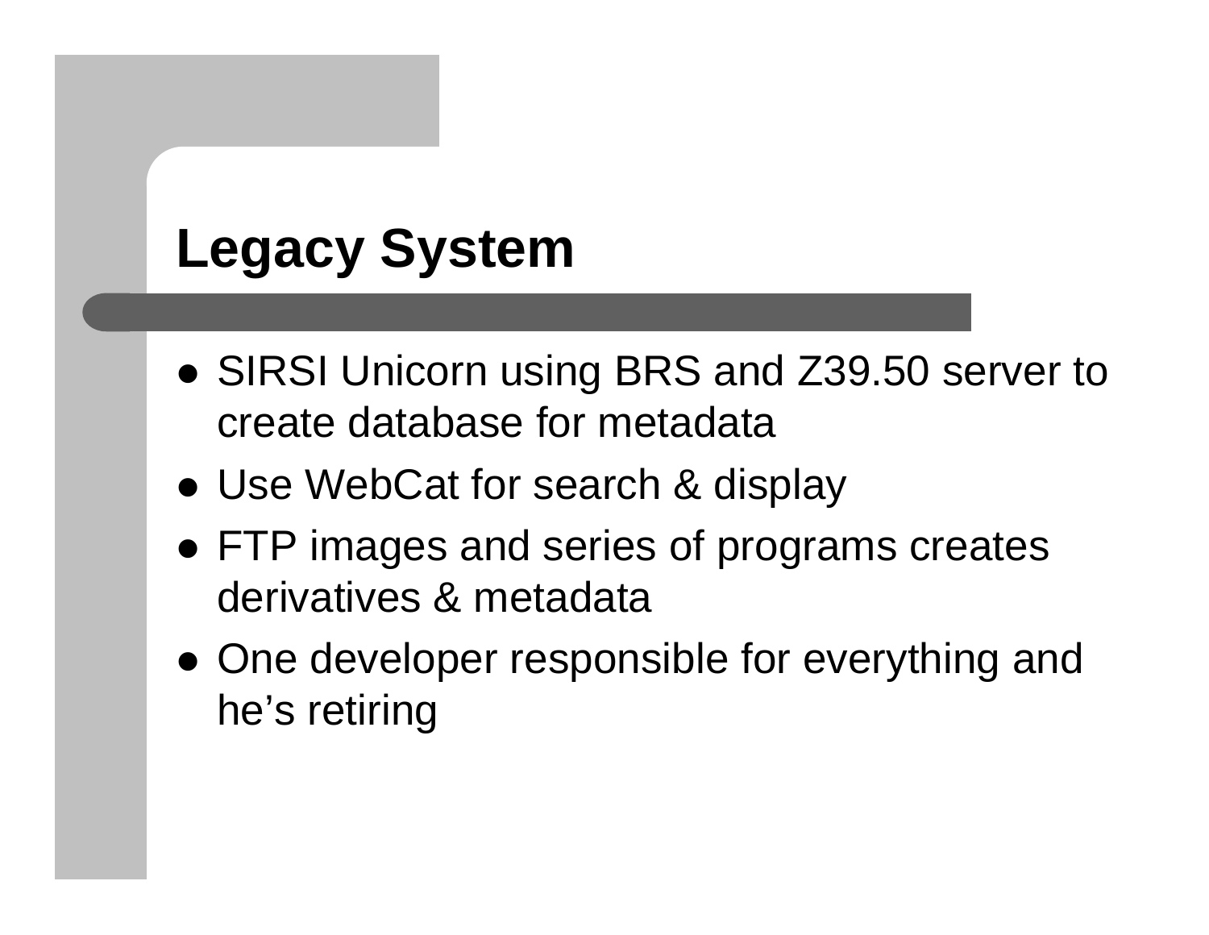# Legacy System

- SIRSI Unicorn using BRS and Z39.50 server to create database for metadata
- Use WebCat for search & display
- FTP images and series of programs creates derivatives & metadata
- One developer responsible for everything and he’s retiring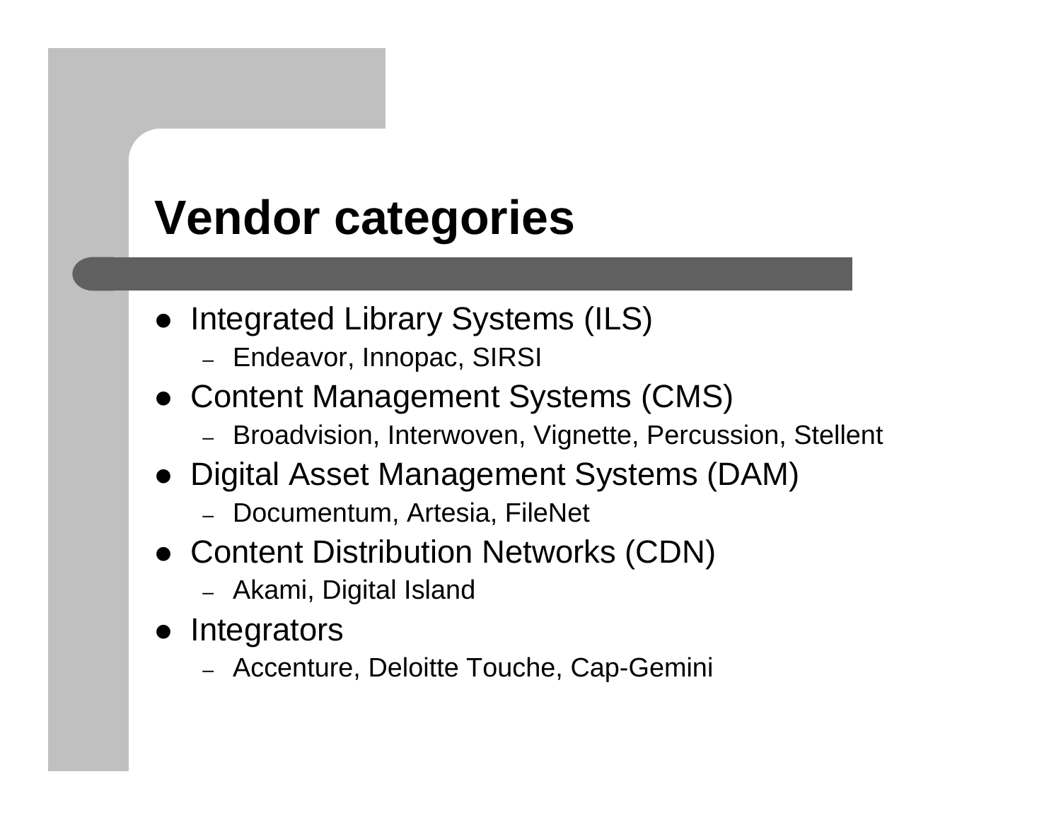# Vendor categories

- Integrated Library Systems (ILS)
  - Endeavor, Innopac, SIRSI
- Content Management Systems (CMS)
  - Broadvision, Interwoven, Vignette, Percussion, Stellent
- Digital Asset Management Systems (DAM)
  - Documentum, Artesia, FileNet
- Content Distribution Networks (CDN)
  - Akami, Digital Island
- Integrators
  - Accenture, Deloitte Touche, Cap-Gemini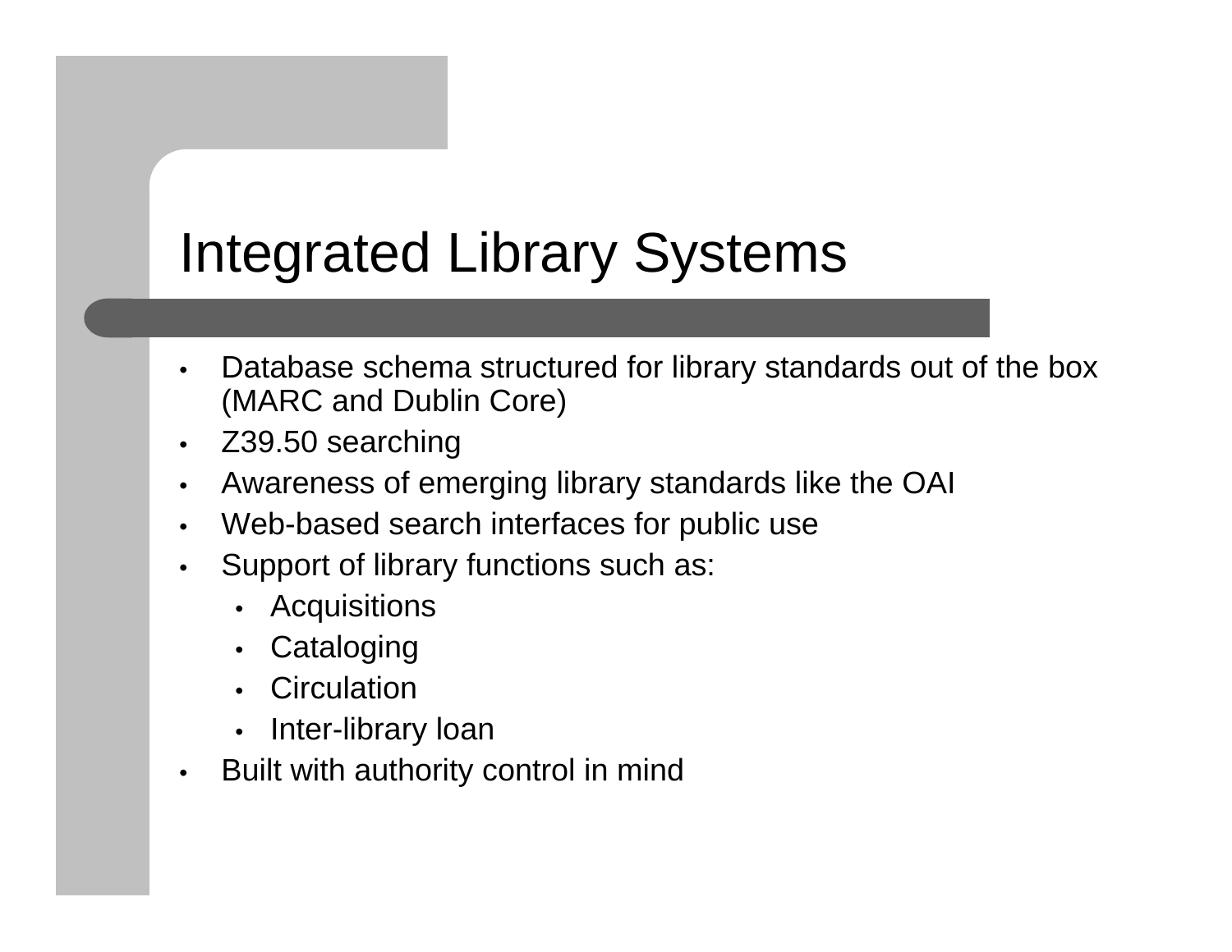# Integrated Library Systems

- Database schema structured for library standards out of the box (MARC and Dublin Core)
- Z39.50 searching
- Awareness of emerging library standards like the OAI
- Web-based search interfaces for public use
- Support of library functions such as:
  - Acquisitions
  - Cataloging
  - Circulation
  - Inter-library loan
- Built with authority control in mind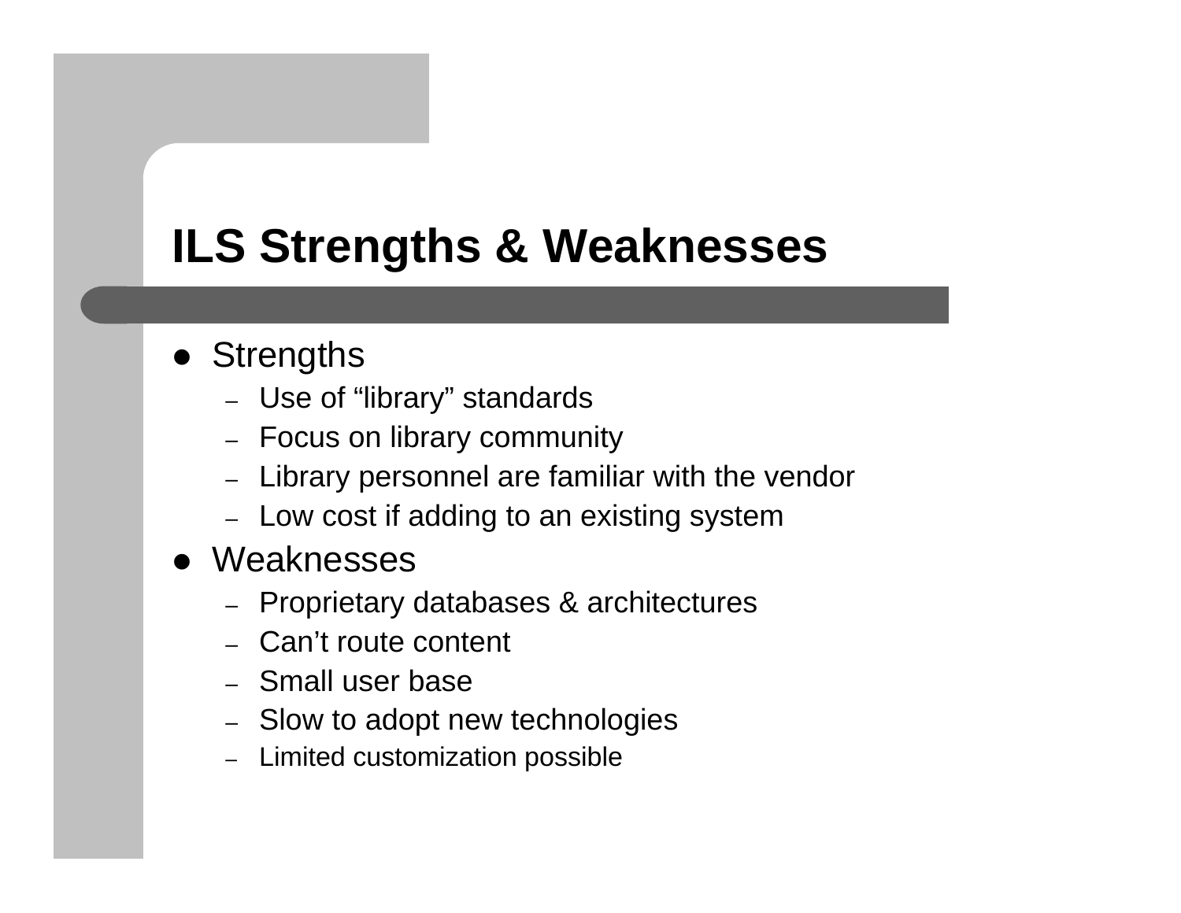# ILS Strengths & Weaknesses

- Strengths
  - Use of “library” standards
  - Focus on library community
  - Library personnel are familiar with the vendor
  - Low cost if adding to an existing system
- Weaknesses
  - Proprietary databases & architectures
  - Can’t route content
  - Small user base
  - Slow to adopt new technologies
  - Limited customization possible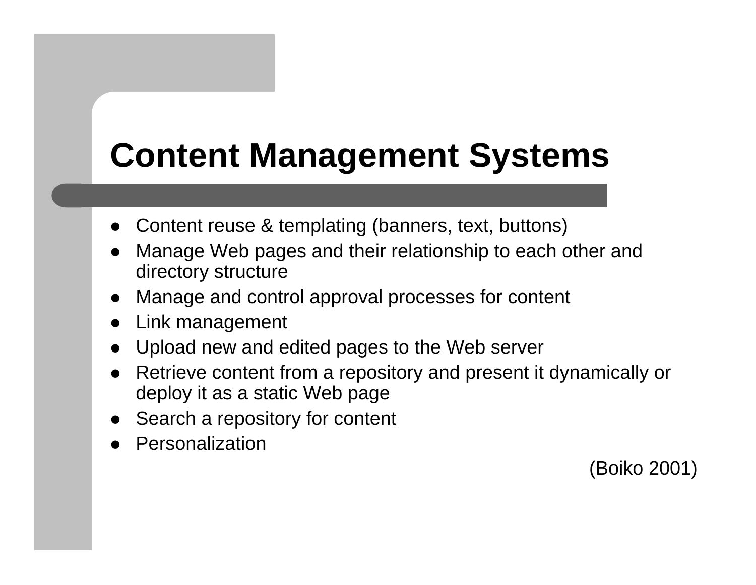# Content Management Systems

- Content reuse & templating (banners, text, buttons)
- Manage Web pages and their relationship to each other and directory structure
- Manage and control approval processes for content
- Link management
- Upload new and edited pages to the Web server
- Retrieve content from a repository and present it dynamically or deploy it as a static Web page
- Search a repository for content
- Personalization

(Boiko 2001)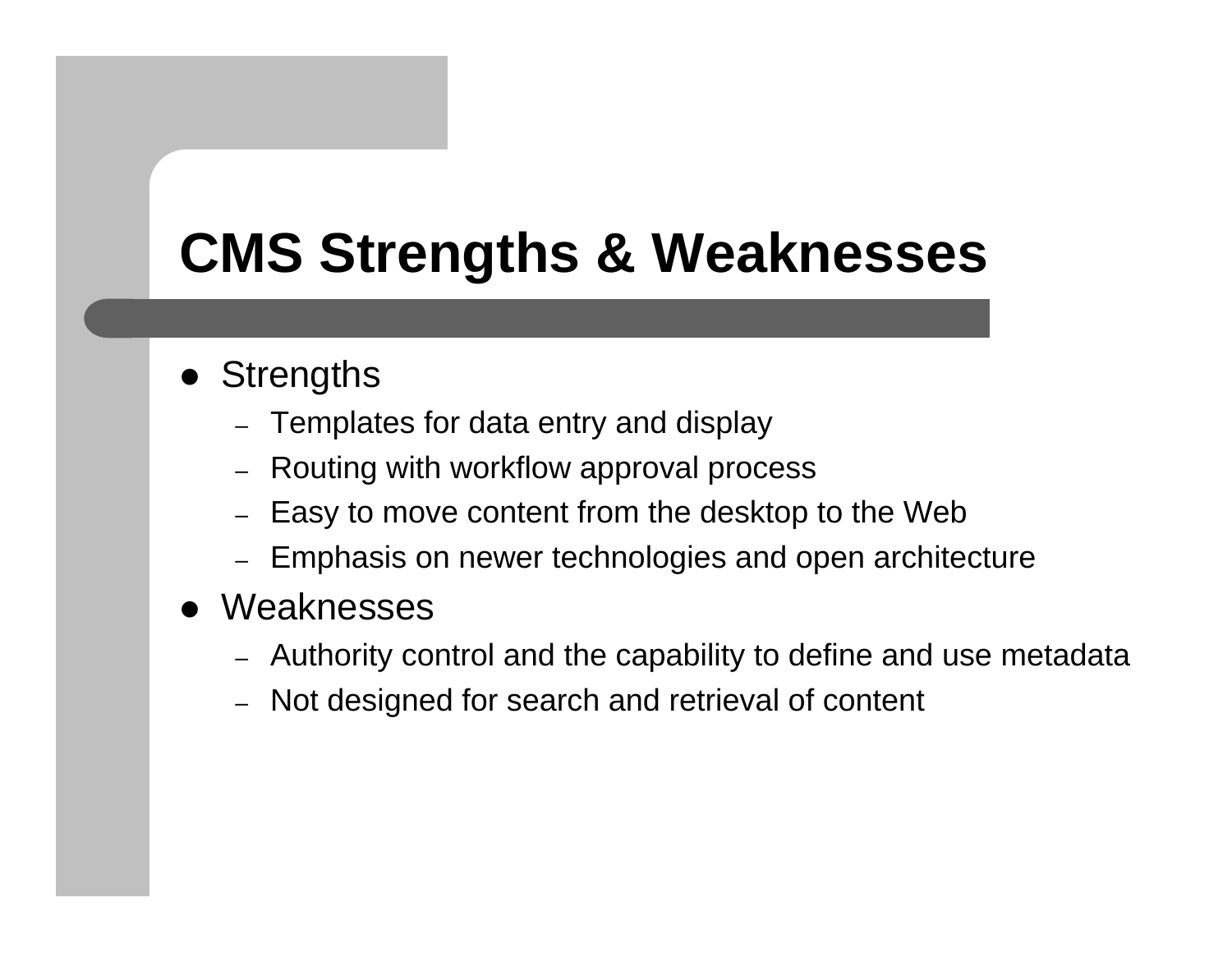# CMS Strengths & Weaknesses

- Strengths
  - Templates for data entry and display
  - Routing with workflow approval process
  - Easy to move content from the desktop to the Web
  - Emphasis on newer technologies and open architecture
- Weaknesses
  - Authority control and the capability to define and use metadata
  - Not designed for search and retrieval of content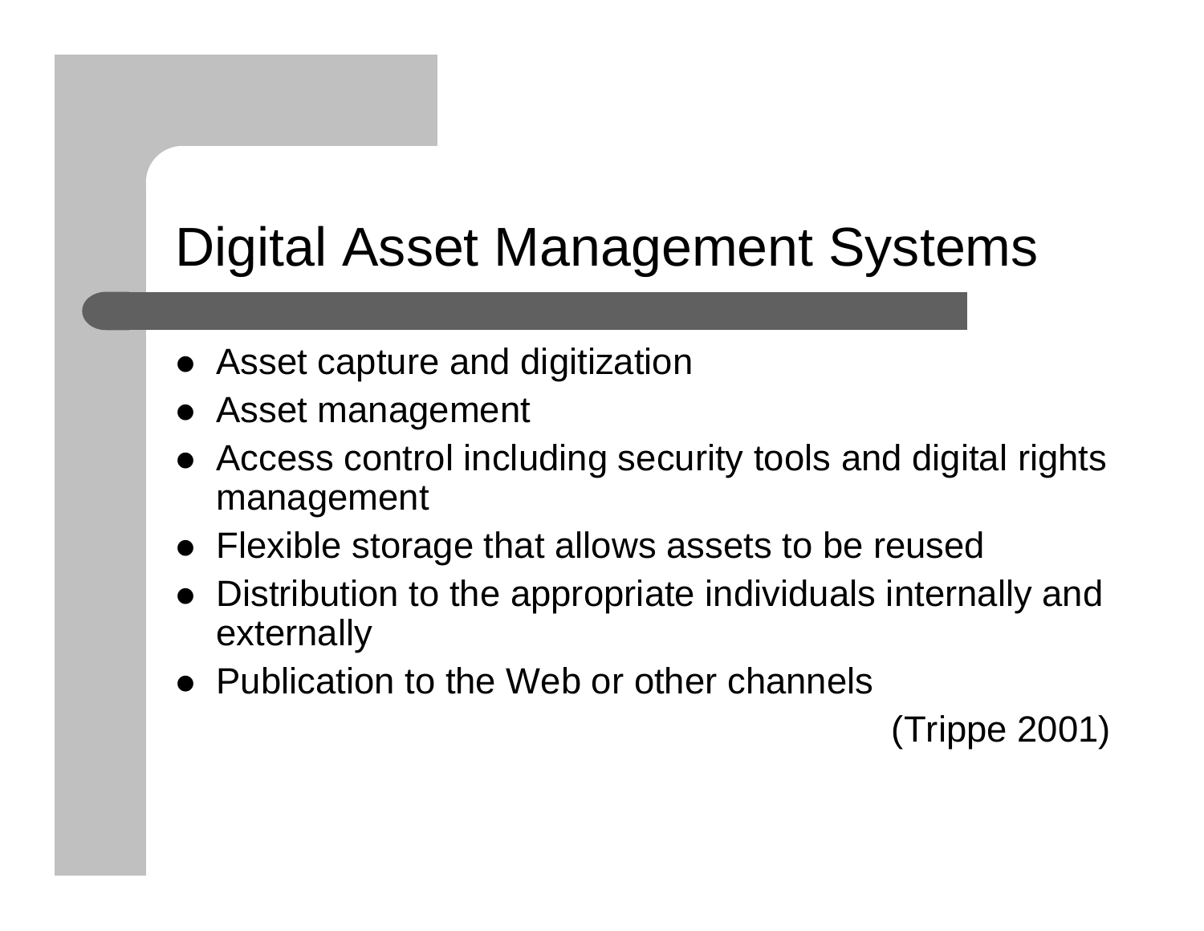# Digital Asset Management Systems

- Asset capture and digitization
- Asset management
- Access control including security tools and digital rights management
- Flexible storage that allows assets to be reused
- Distribution to the appropriate individuals internally and externally
- Publication to the Web or other channels

(Trippe 2001)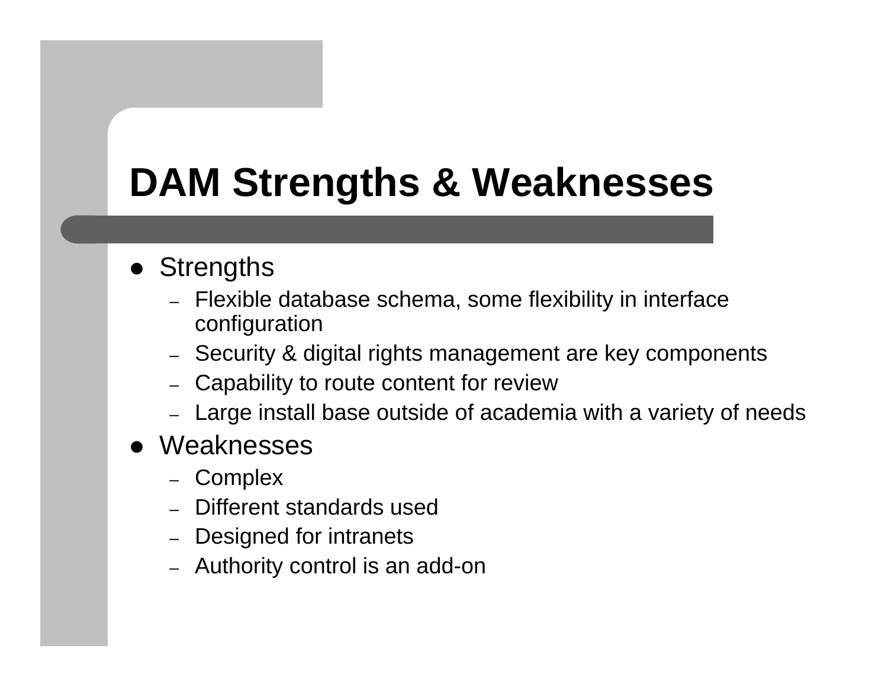# DAM Strengths & Weaknesses

- Strengths
  - Flexible database schema, some flexibility in interface configuration
  - Security & digital rights management are key components
  - Capability to route content for review
  - Large install base outside of academia with a variety of needs
- Weaknesses
  - Complex
  - Different standards used
  - Designed for intranets
  - Authority control is an add-on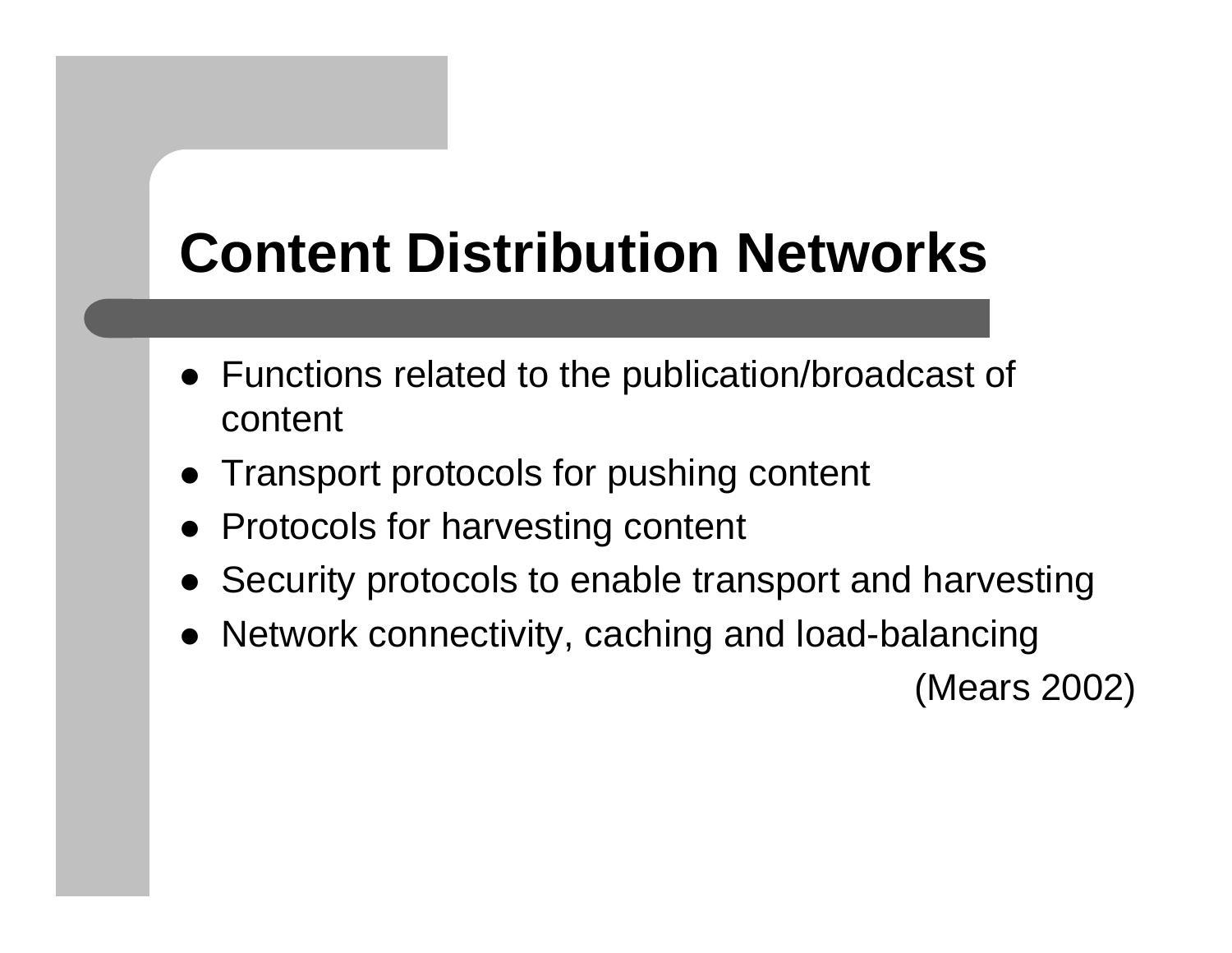# Content Distribution Networks

- Functions related to the publication/broadcast of content
- Transport protocols for pushing content
- Protocols for harvesting content
- Security protocols to enable transport and harvesting
- Network connectivity, caching and load-balancing

(Mears 2002)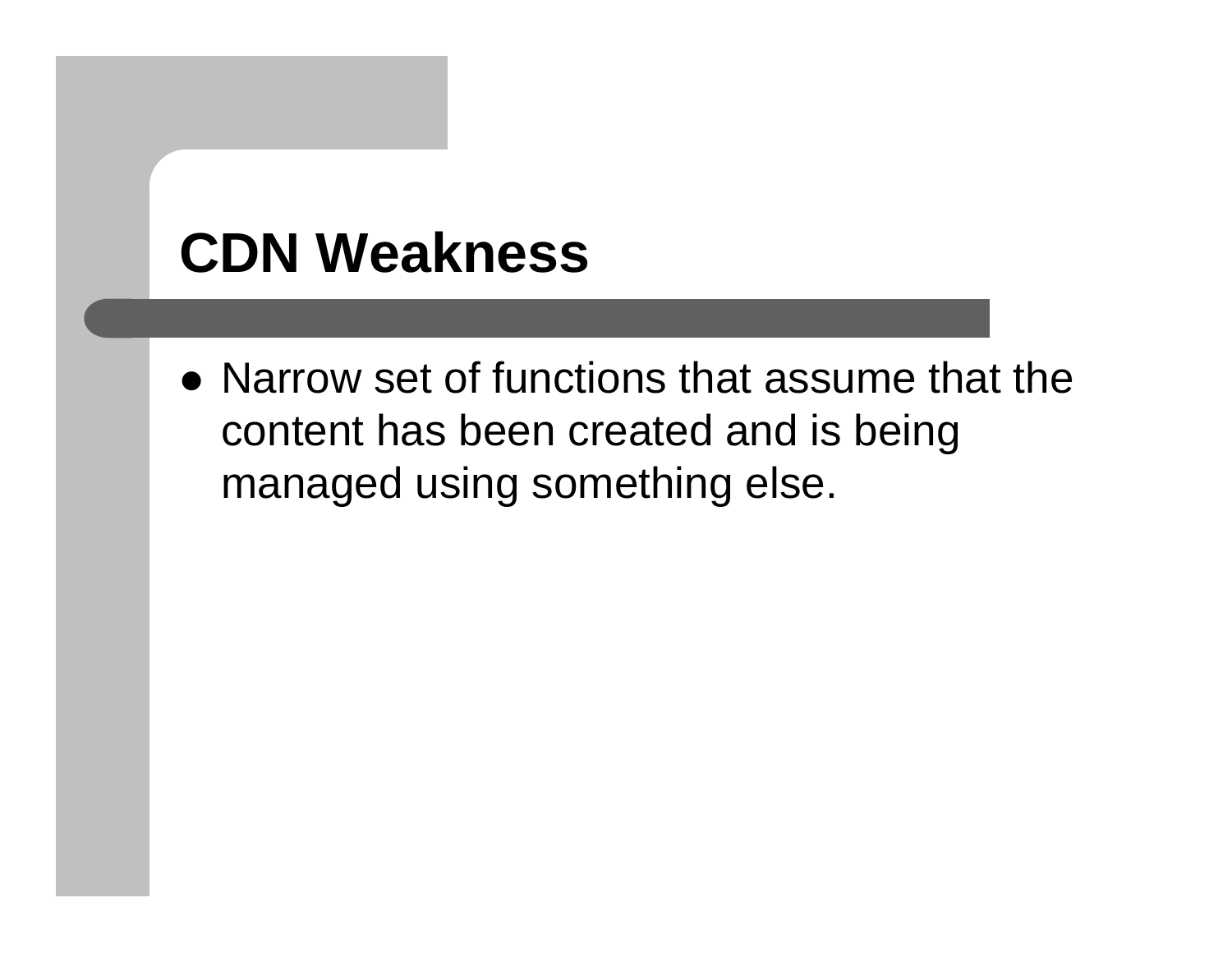# CDN Weakness

- Narrow set of functions that assume that the content has been created and is being managed using something else.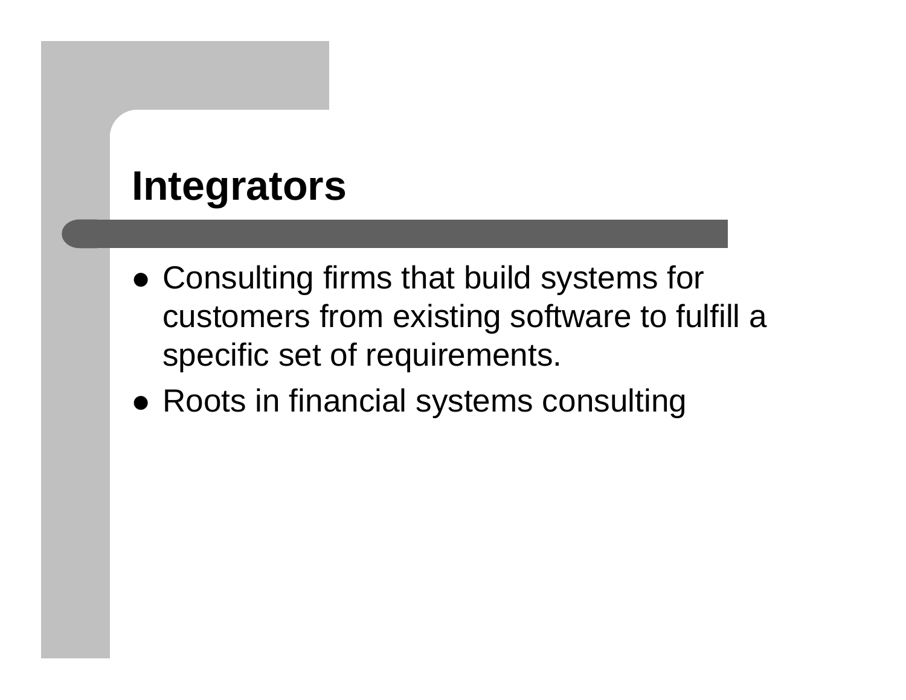# Integrators

- Consulting firms that build systems for customers from existing software to fulfill a specific set of requirements.
- Roots in financial systems consulting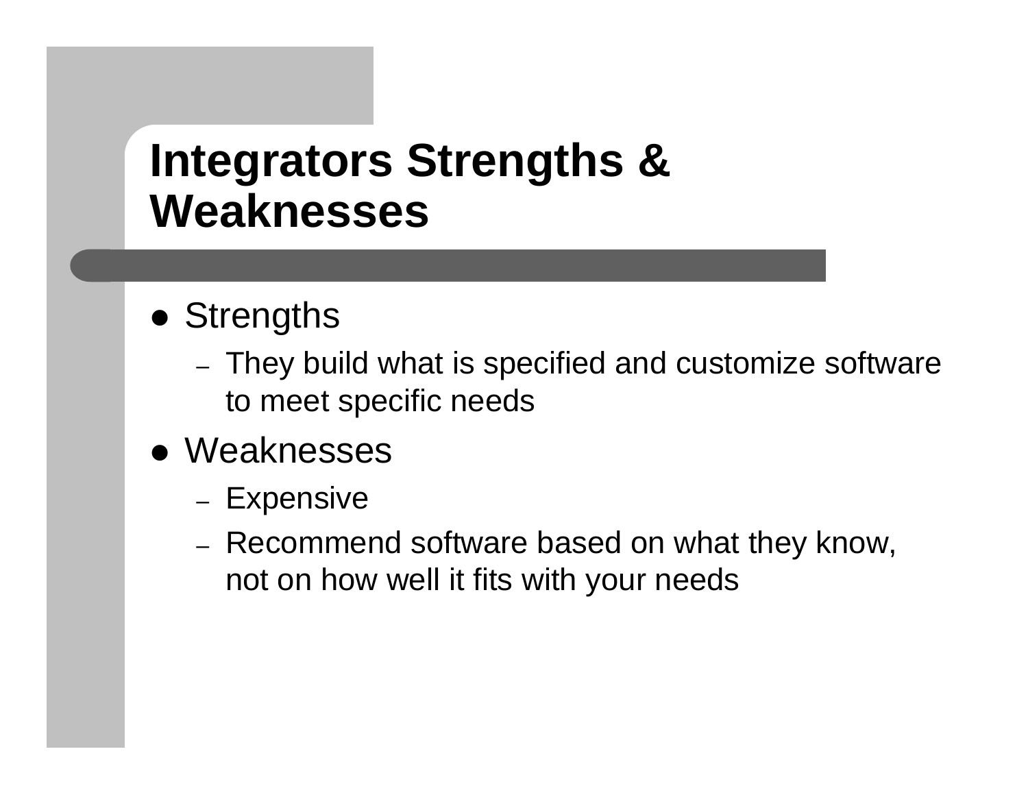# Integrators Strengths & Weaknesses

- Strengths
  - They build what is specified and customize software to meet specific needs
- Weaknesses
  - Expensive
  - Recommend software based on what they know, not on how well it fits with your needs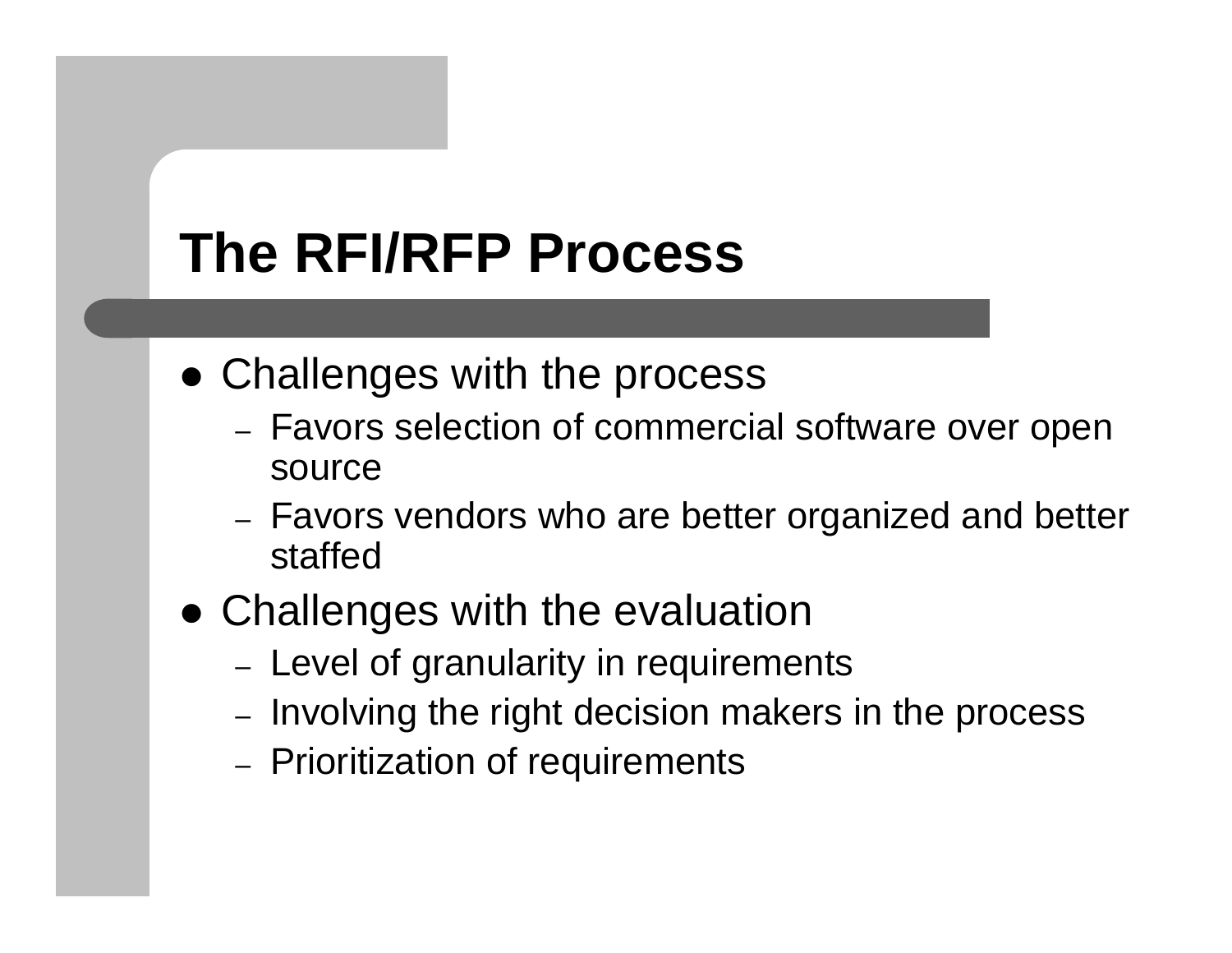# The RFI/RFP Process

- Challenges with the process
  - Favors selection of commercial software over open source
  - Favors vendors who are better organized and better staffed
- Challenges with the evaluation
  - Level of granularity in requirements
  - Involving the right decision makers in the process
  - Prioritization of requirements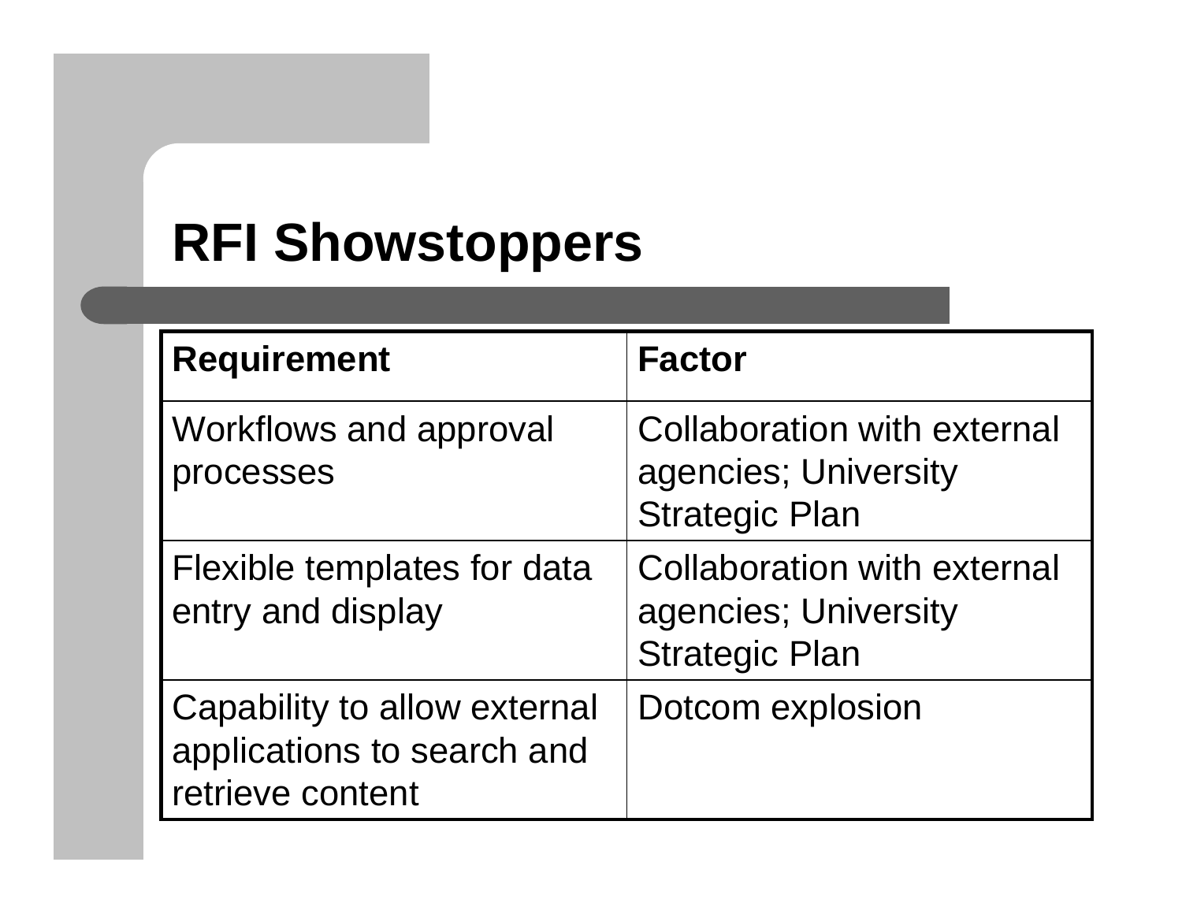# RFI Showstoppers

| Requirement | Factor |
| --- | --- |
| Workflows and approval processes | Collaboration with external agencies; University Strategic Plan |
| Flexible templates for data entry and display | Collaboration with external agencies; University Strategic Plan |
| Capability to allow external applications to search and retrieve content | Dotcom explosion |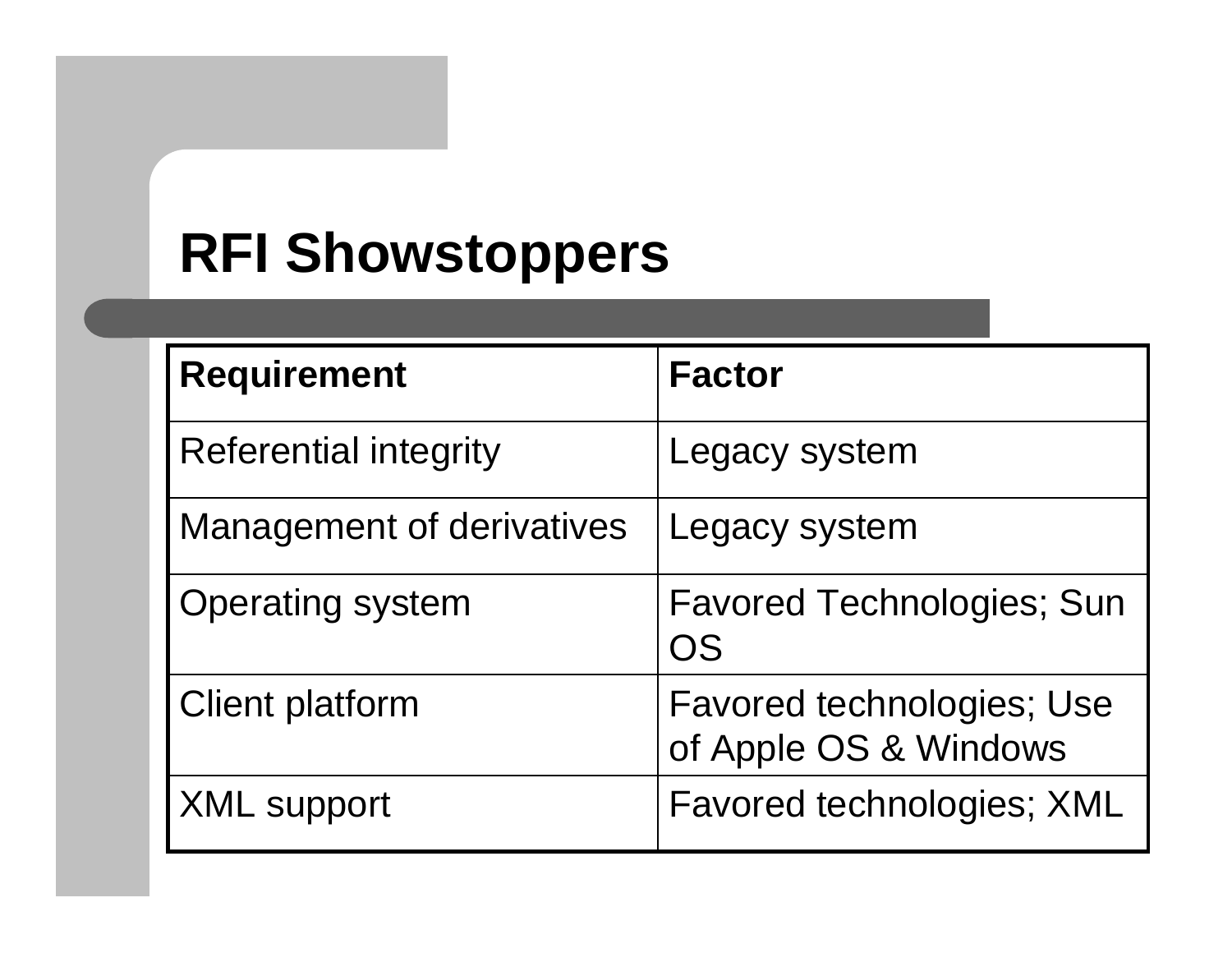# RFI Showstoppers

| Requirement | Factor |
|---|---|
| Referential integrity | Legacy system |
| Management of derivatives | Legacy system |
| Operating system | Favored Technologies; Sun OS |
| Client platform | Favored technologies; Use of Apple OS & Windows |
| XML support | Favored technologies; XML |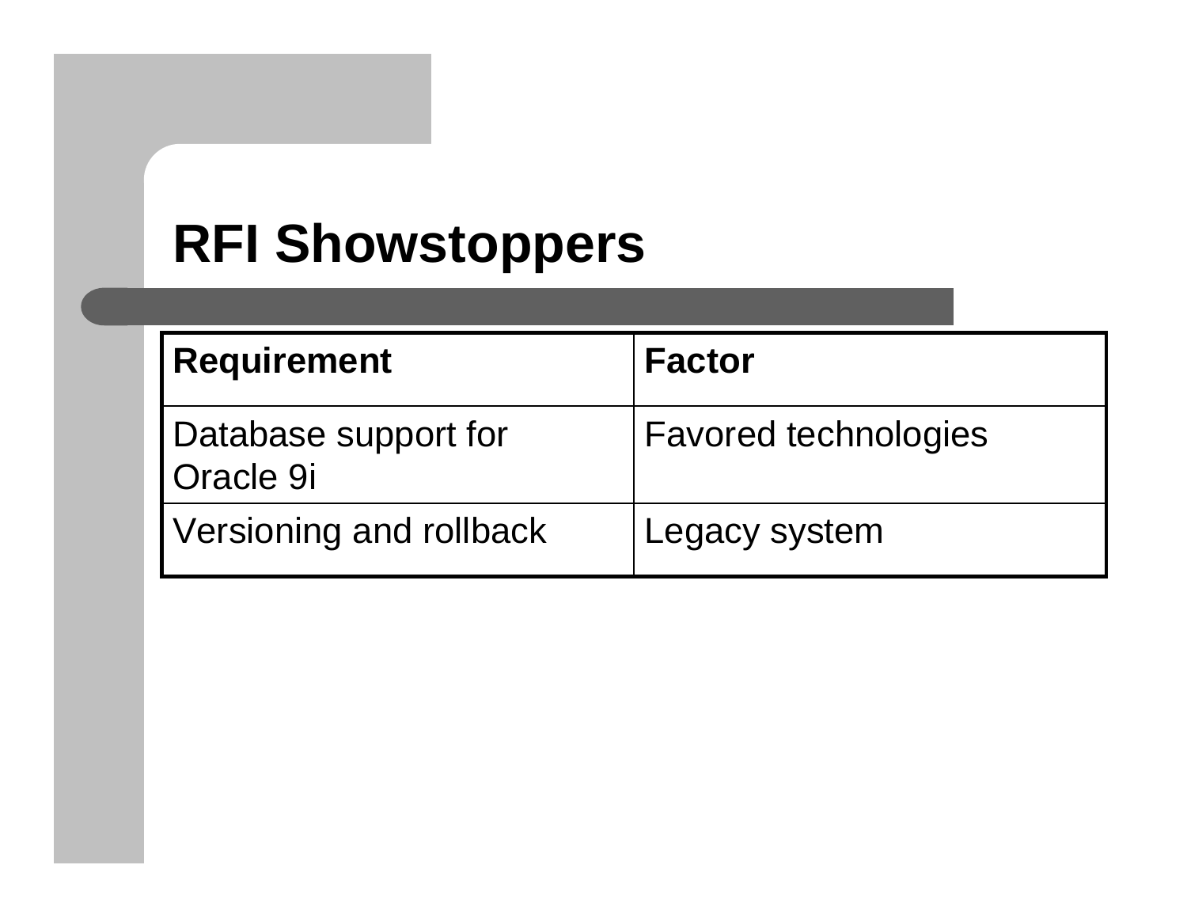# RFI Showstoppers

| Requirement | Factor |
|---|---|
| Database support for Oracle 9i | Favored technologies |
| Versioning and rollback | Legacy system |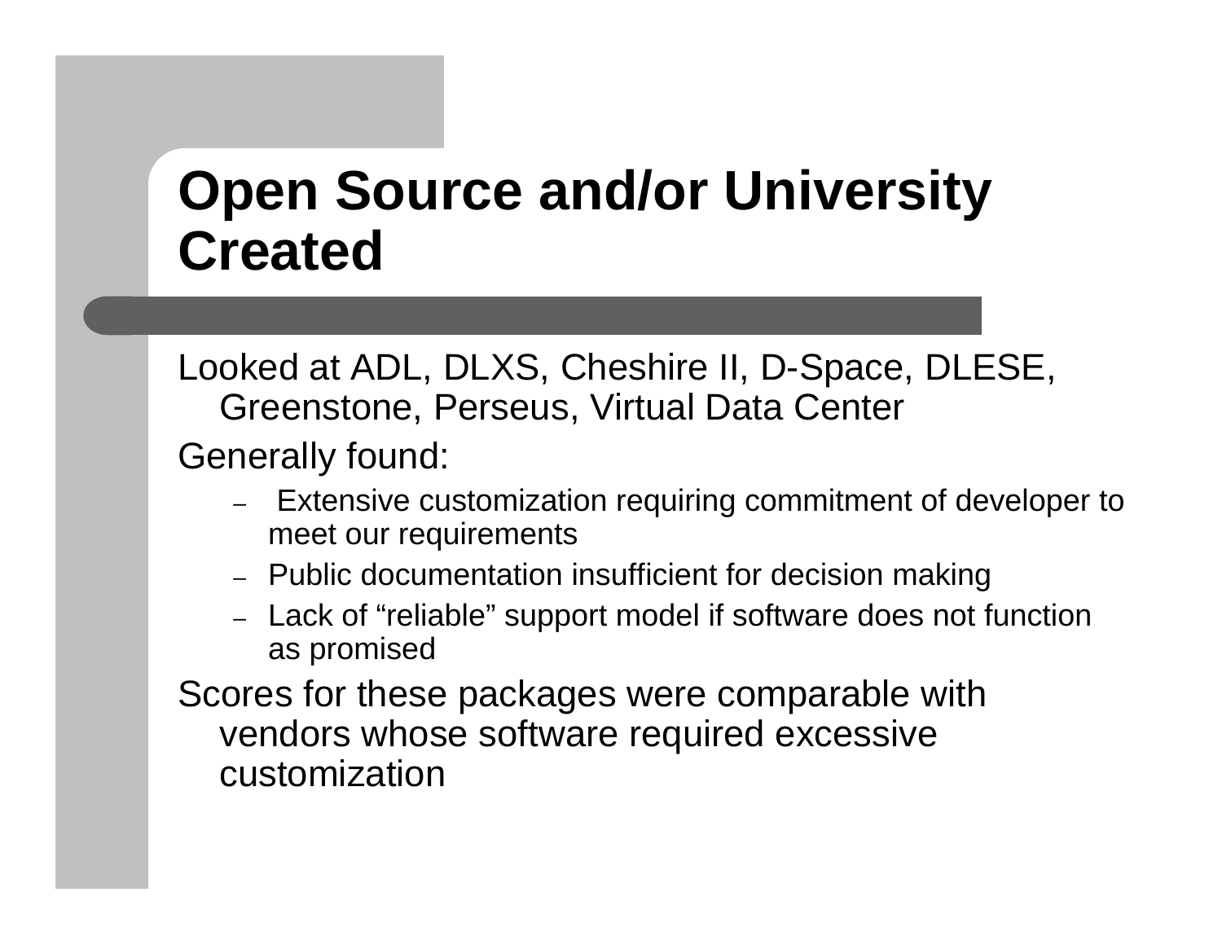# Open Source and/or University Created

Looked at ADL, DLXS, Cheshire II, D-Space, DLESE, Greenstone, Perseus, Virtual Data Center

Generally found:

- Extensive customization requiring commitment of developer to meet our requirements
- Public documentation insufficient for decision making
- Lack of “reliable” support model if software does not function as promised

Scores for these packages were comparable with vendors whose software required excessive customization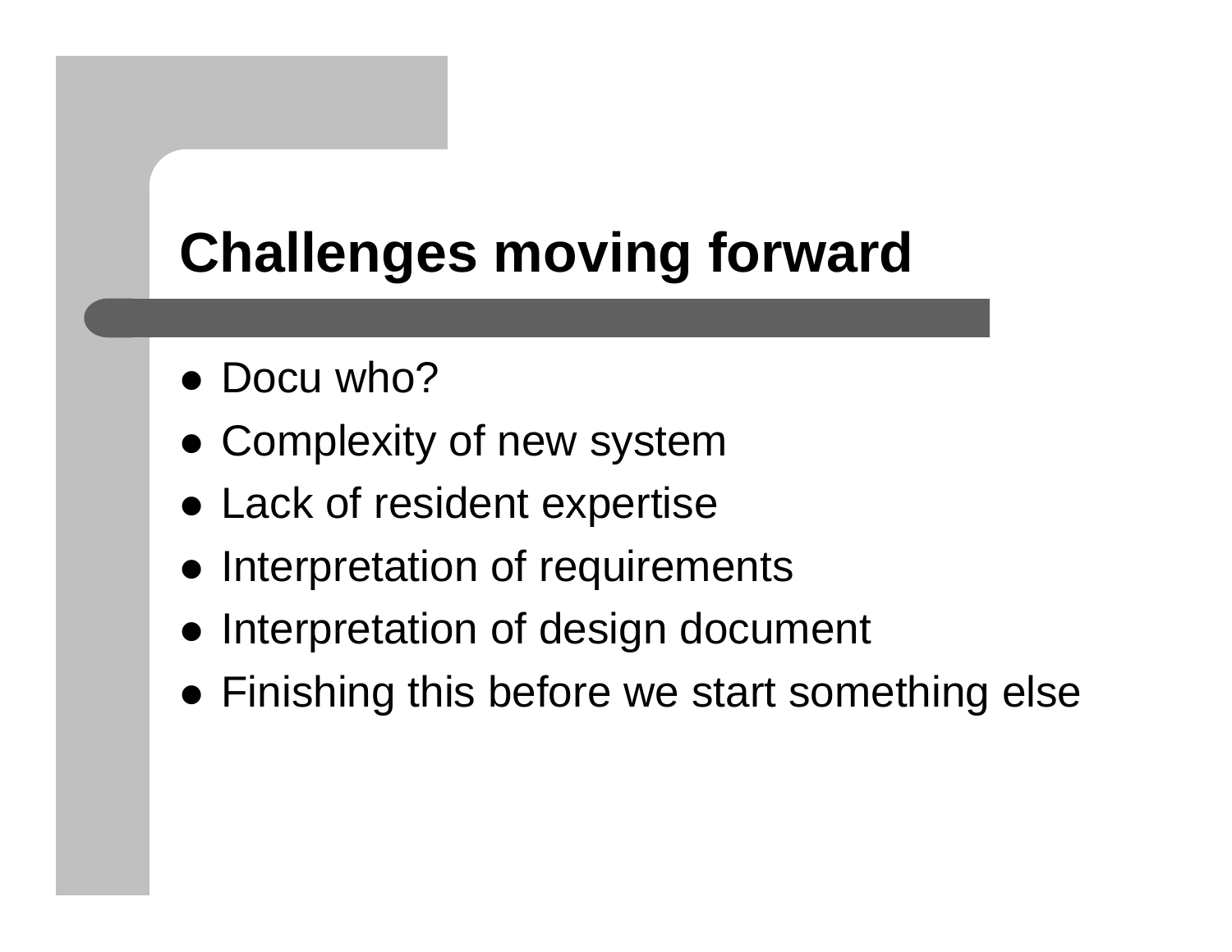# Challenges moving forward

- Docu who?
- Complexity of new system
- Lack of resident expertise
- Interpretation of requirements
- Interpretation of design document
- Finishing this before we start something else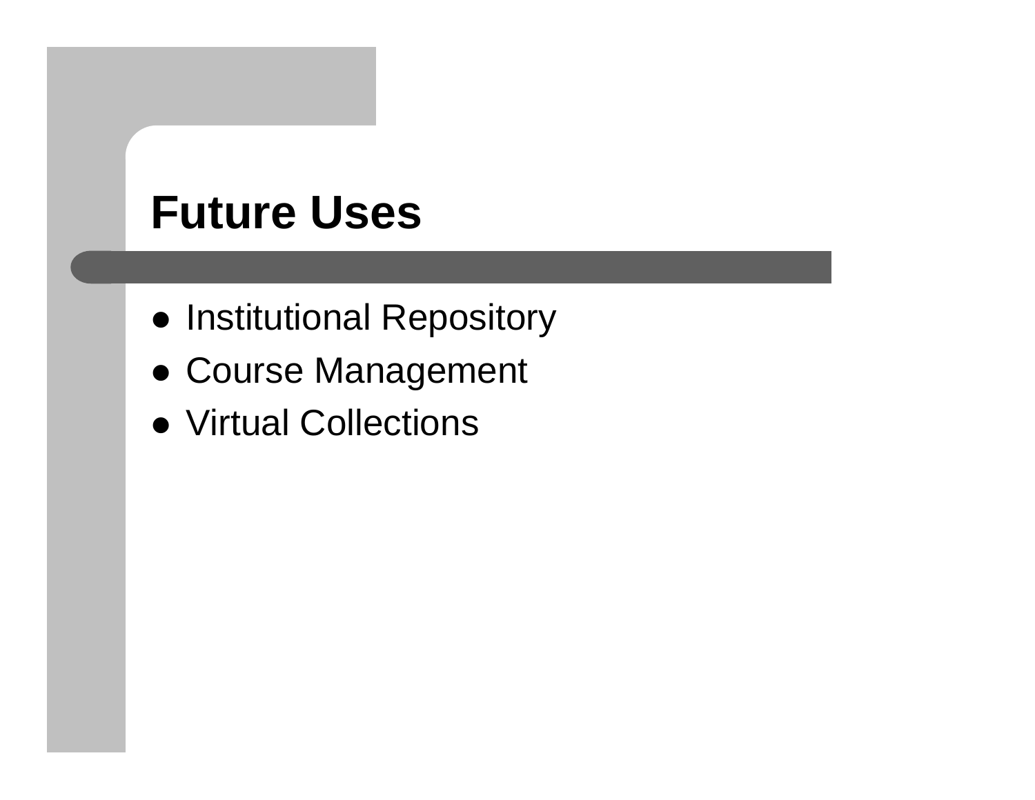# Future Uses

- Institutional Repository
- Course Management
- Virtual Collections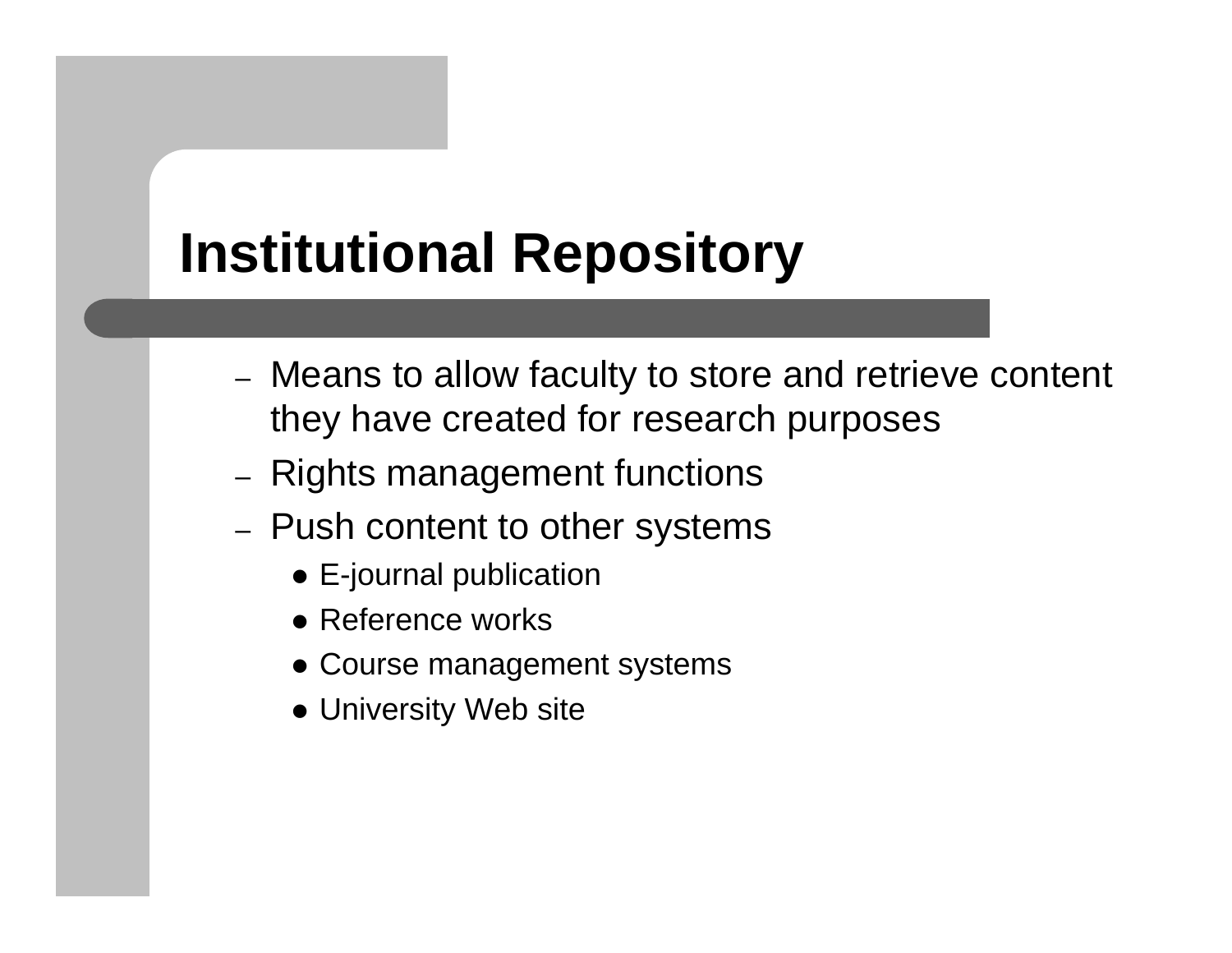# Institutional Repository

- Means to allow faculty to store and retrieve content they have created for research purposes
- Rights management functions
- Push content to other systems
  - E-journal publication
  - Reference works
  - Course management systems
  - University Web site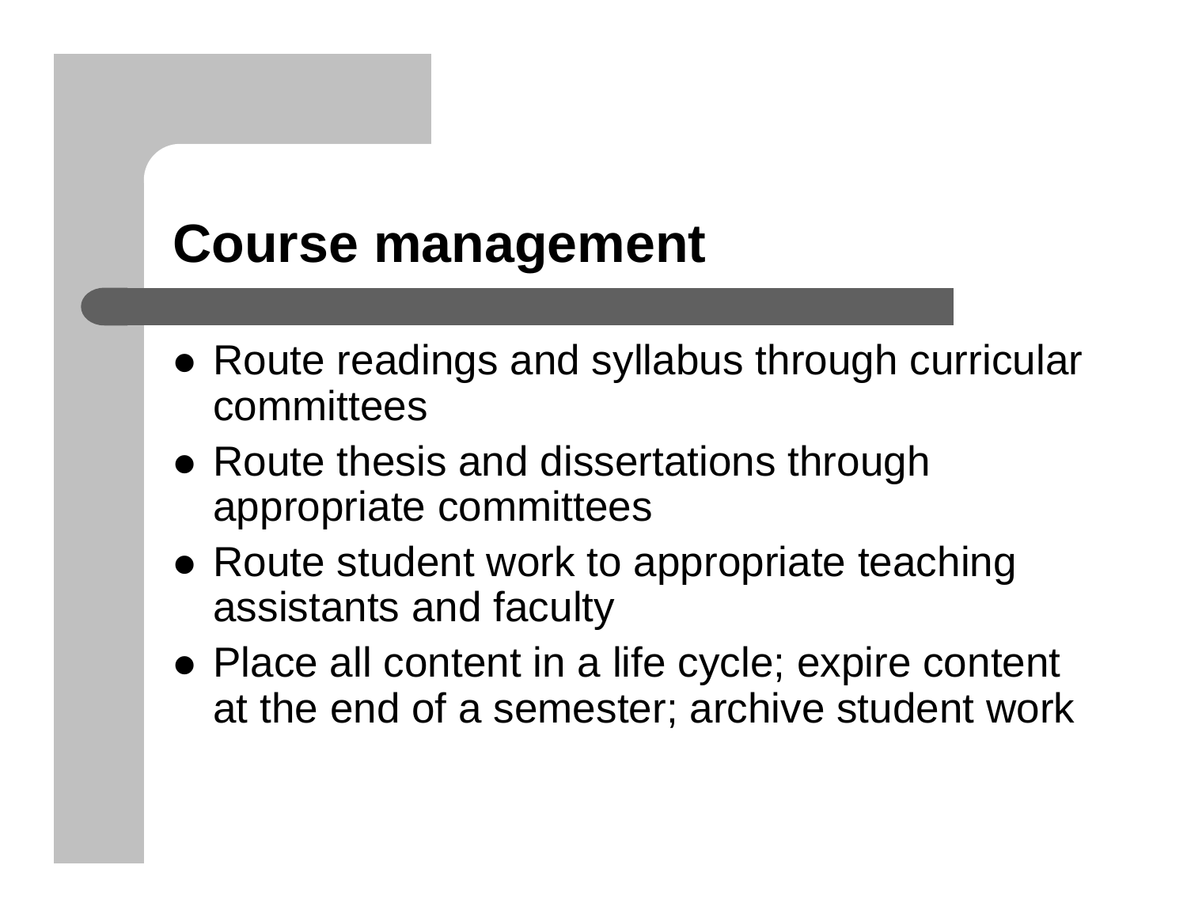# Course management

- Route readings and syllabus through curricular committees
- Route thesis and dissertations through appropriate committees
- Route student work to appropriate teaching assistants and faculty
- Place all content in a life cycle; expire content at the end of a semester; archive student work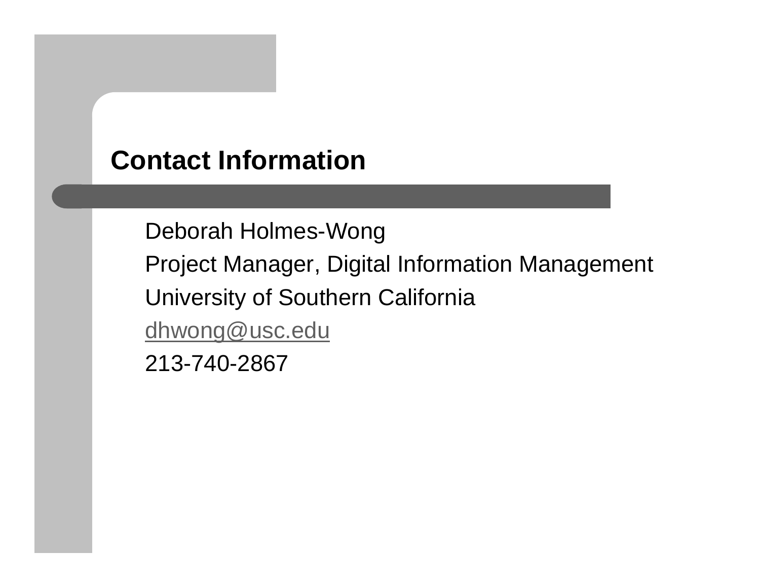## Contact Information

Deborah Holmes-Wong

Project Manager, Digital Information Management

University of Southern California

dhwong@usc.edu

213-740-2867